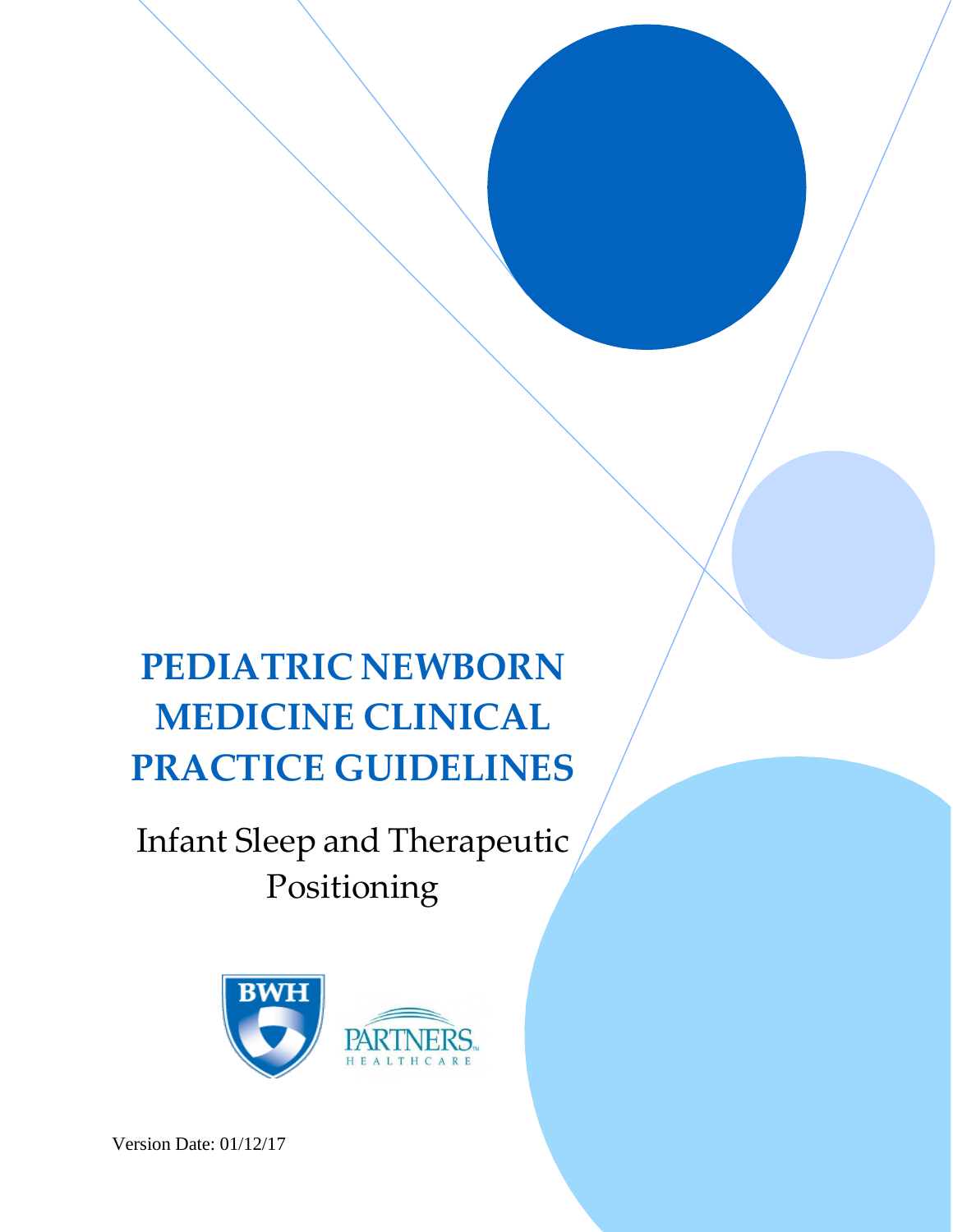# PEDIATRIC NEWBORN MEDICINE CLINICAL PRACTICE GUIDELINES

## Infant Sleep and Therapeutic Positioning

Version Date: 01/12/17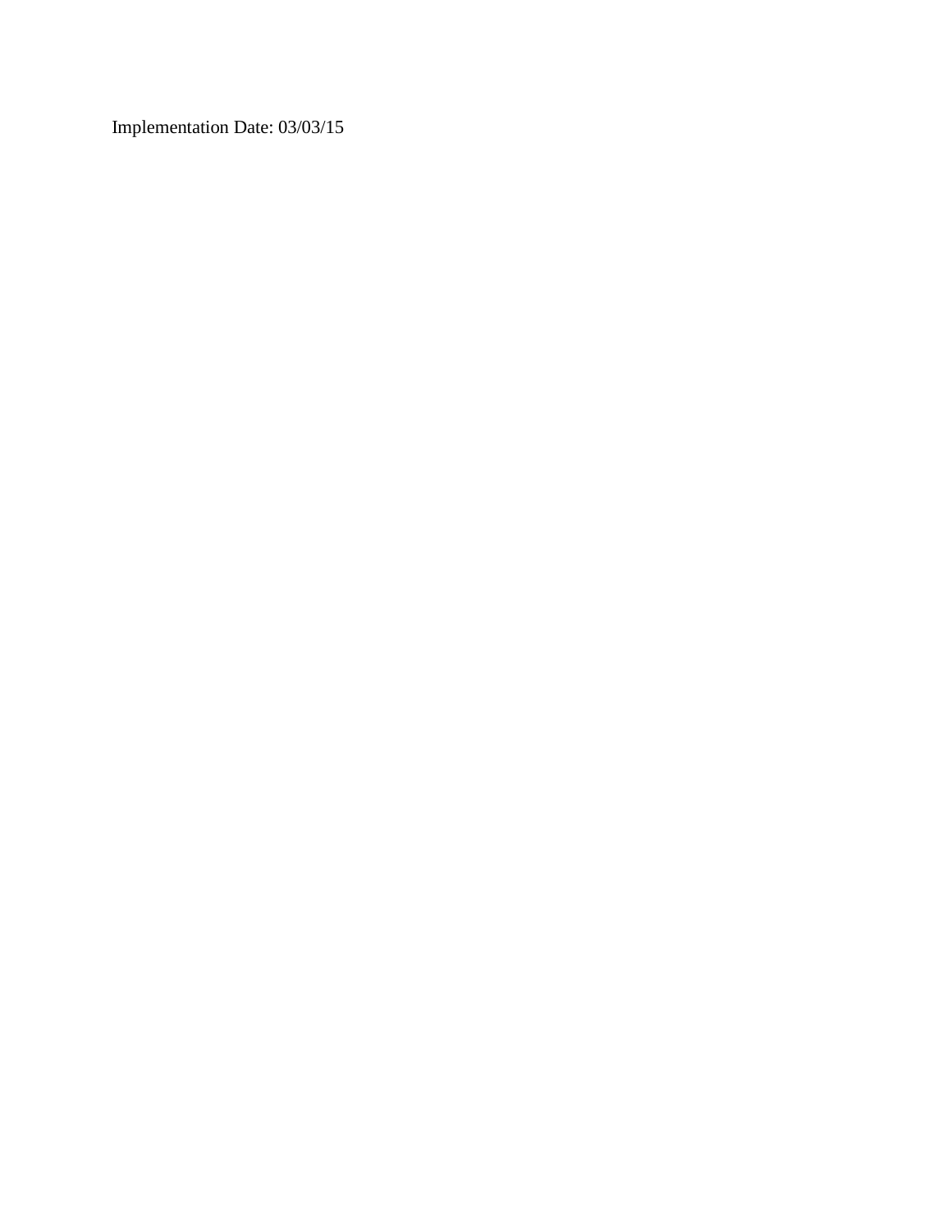Implementation Date: 03/03/15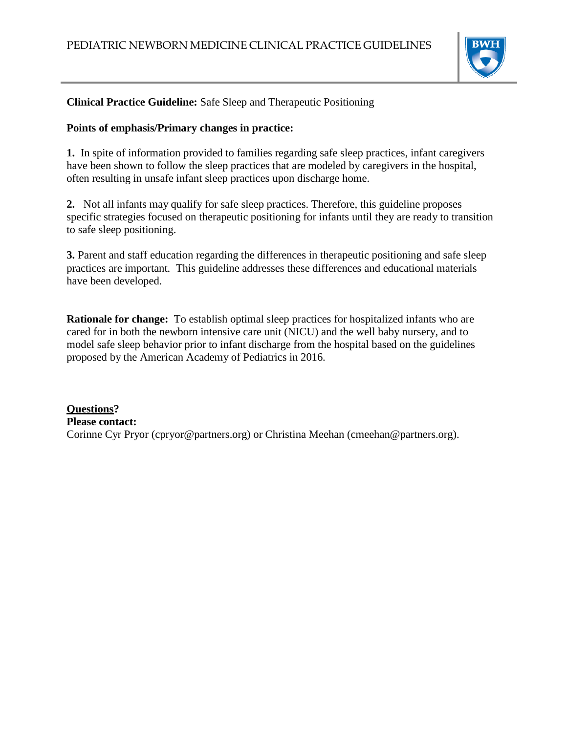**Clinical Practice Guideline:** Safe Sleep and Therapeutic Positioning

**Points of emphasis/Primary changes in practice:**

**1.** In spite of information provided to families regarding safe sleep practices, infant caregivers have been shown to follow the sleep practices that are modeled by caregivers in the hospital, often resulting in unsafe infant sleep practices upon discharge home.

**2.** Not all infants may qualify for safe sleep practices. Therefore, this guideline proposes specific strategies focused on therapeutic positioning for infants until they are ready to transition to safe sleep positioning.

**3.** Parent and staff education regarding the differences in therapeutic positioning and safe sleep practices are important. This guideline addresses these differences and educational materials have been developed.

**Rationale for change:** To establish optimal sleep practices for hospitalized infants who are cared for in both the newborn intensive care unit (NICU) and the well baby nursery, and to model safe sleep behavior prior to infant discharge from the hospital based on the guidelines proposed by the American Academy of Pediatrics in 2016.

**Questions?**
**Please contact:**
Corinne Cyr Pryor (cpryor@partners.org) or Christina Meehan (cmeehan@partners.org).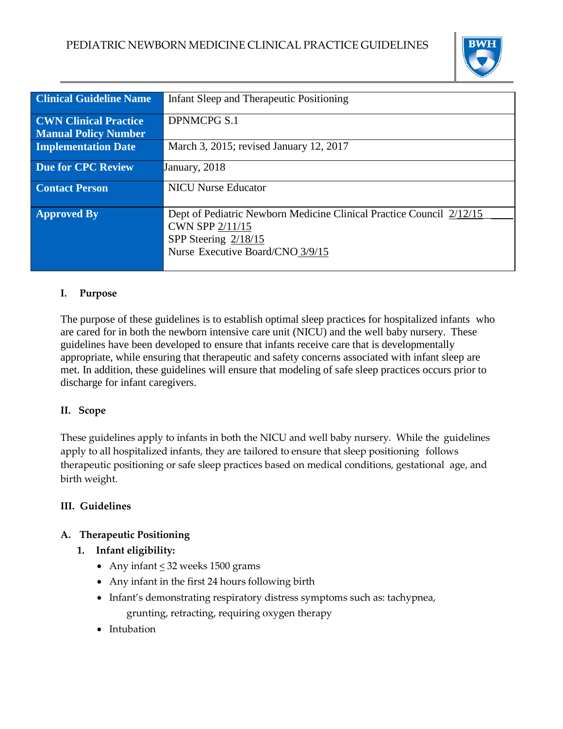PEDIATRIC NEWBORN MEDICINE CLINICAL PRACTICE GUIDELINES

| Clinical Guideline Name | Infant Sleep and Therapeutic Positioning |
|---|---|
| CWN Clinical Practice Manual Policy Number | DPNMCPG S.1 |
| Implementation Date | March 3, 2015; revised January 12, 2017 |
| Due for CPC Review | January, 2018 |
| Contact Person | NICU Nurse Educator |
| Approved By | Dept of Pediatric Newborn Medicine Clinical Practice Council 2/12/15<br>CWN SPP 2/11/15<br>SPP Steering 2/18/15<br>Nurse Executive Board/CNO 3/9/15 |

## I. Purpose

The purpose of these guidelines is to establish optimal sleep practices for hospitalized infants who are cared for in both the newborn intensive care unit (NICU) and the well baby nursery. These guidelines have been developed to ensure that infants receive care that is developmentally appropriate, while ensuring that therapeutic and safety concerns associated with infant sleep are met. In addition, these guidelines will ensure that modeling of safe sleep practices occurs prior to discharge for infant caregivers.

## II. Scope

These guidelines apply to infants in both the NICU and well baby nursery. While the guidelines apply to all hospitalized infants, they are tailored to ensure that sleep positioning follows therapeutic positioning or safe sleep practices based on medical conditions, gestational age, and birth weight.

## III. Guidelines

### A. Therapeutic Positioning

1. **Infant eligibility:**
   - Any infant ≤ 32 weeks 1500 grams
   - Any infant in the first 24 hours following birth
   - Infant's demonstrating respiratory distress symptoms such as: tachypnea, grunting, retracting, requiring oxygen therapy
   - Intubation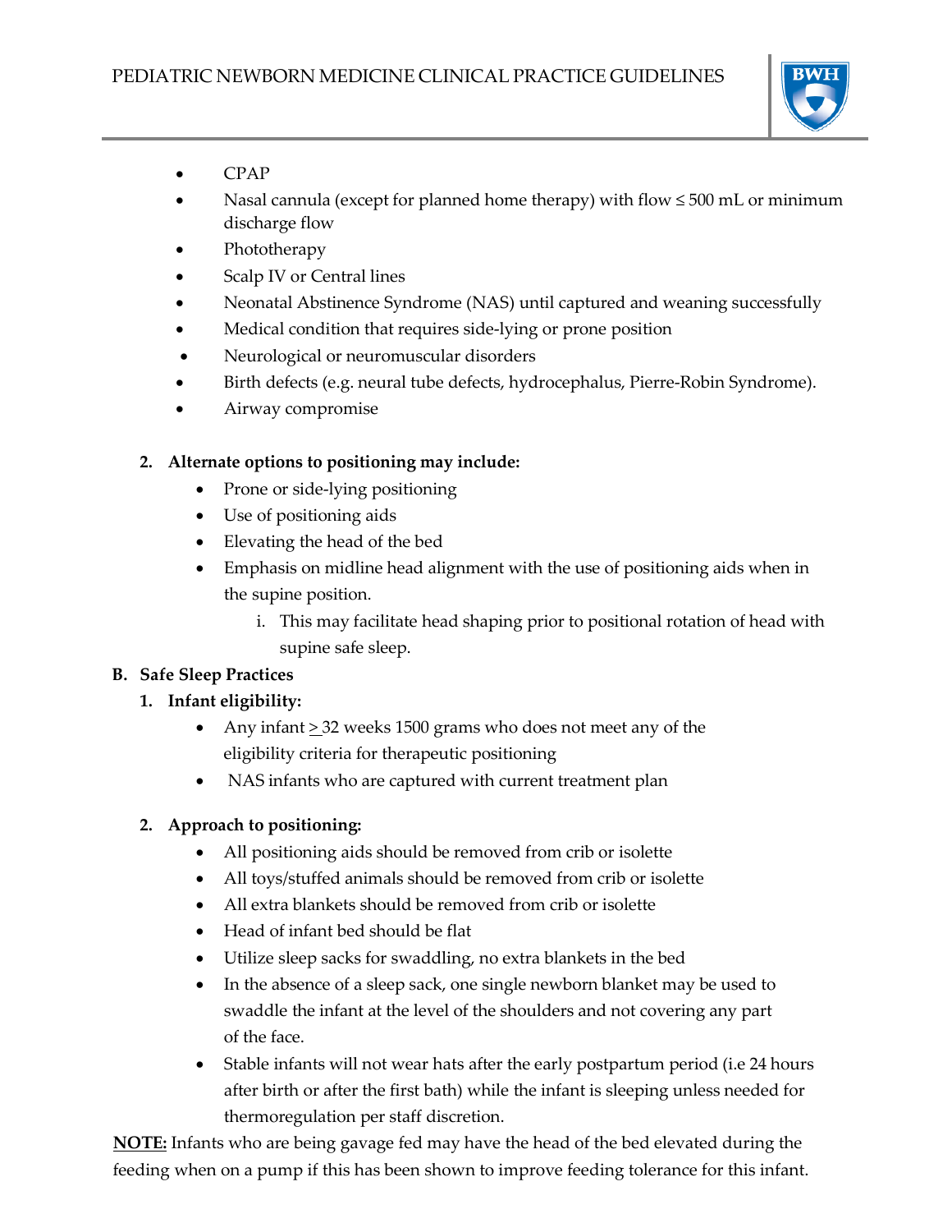- CPAP
- Nasal cannula (except for planned home therapy) with flow ≤ 500 mL or minimum discharge flow
- Phototherapy
- Scalp IV or Central lines
- Neonatal Abstinence Syndrome (NAS) until captured and weaning successfully
- Medical condition that requires side-lying or prone position
- Neurological or neuromuscular disorders
- Birth defects (e.g. neural tube defects, hydrocephalus, Pierre-Robin Syndrome).
- Airway compromise

**2. Alternate options to positioning may include:**

- Prone or side-lying positioning
- Use of positioning aids
- Elevating the head of the bed
- Emphasis on midline head alignment with the use of positioning aids when in the supine position.
    i. This may facilitate head shaping prior to positional rotation of head with supine safe sleep.

**B. Safe Sleep Practices**

**1. Infant eligibility:**

- Any infant ≥ 32 weeks 1500 grams who does not meet any of the eligibility criteria for therapeutic positioning
- NAS infants who are captured with current treatment plan

**2. Approach to positioning:**

- All positioning aids should be removed from crib or isolette
- All toys/stuffed animals should be removed from crib or isolette
- All extra blankets should be removed from crib or isolette
- Head of infant bed should be flat
- Utilize sleep sacks for swaddling, no extra blankets in the bed
- In the absence of a sleep sack, one single newborn blanket may be used to swaddle the infant at the level of the shoulders and not covering any part of the face.
- Stable infants will not wear hats after the early postpartum period (i.e 24 hours after birth or after the first bath) while the infant is sleeping unless needed for thermoregulation per staff discretion.

<u>**NOTE:**</u> Infants who are being gavage fed may have the head of the bed elevated during the feeding when on a pump if this has been shown to improve feeding tolerance for this infant.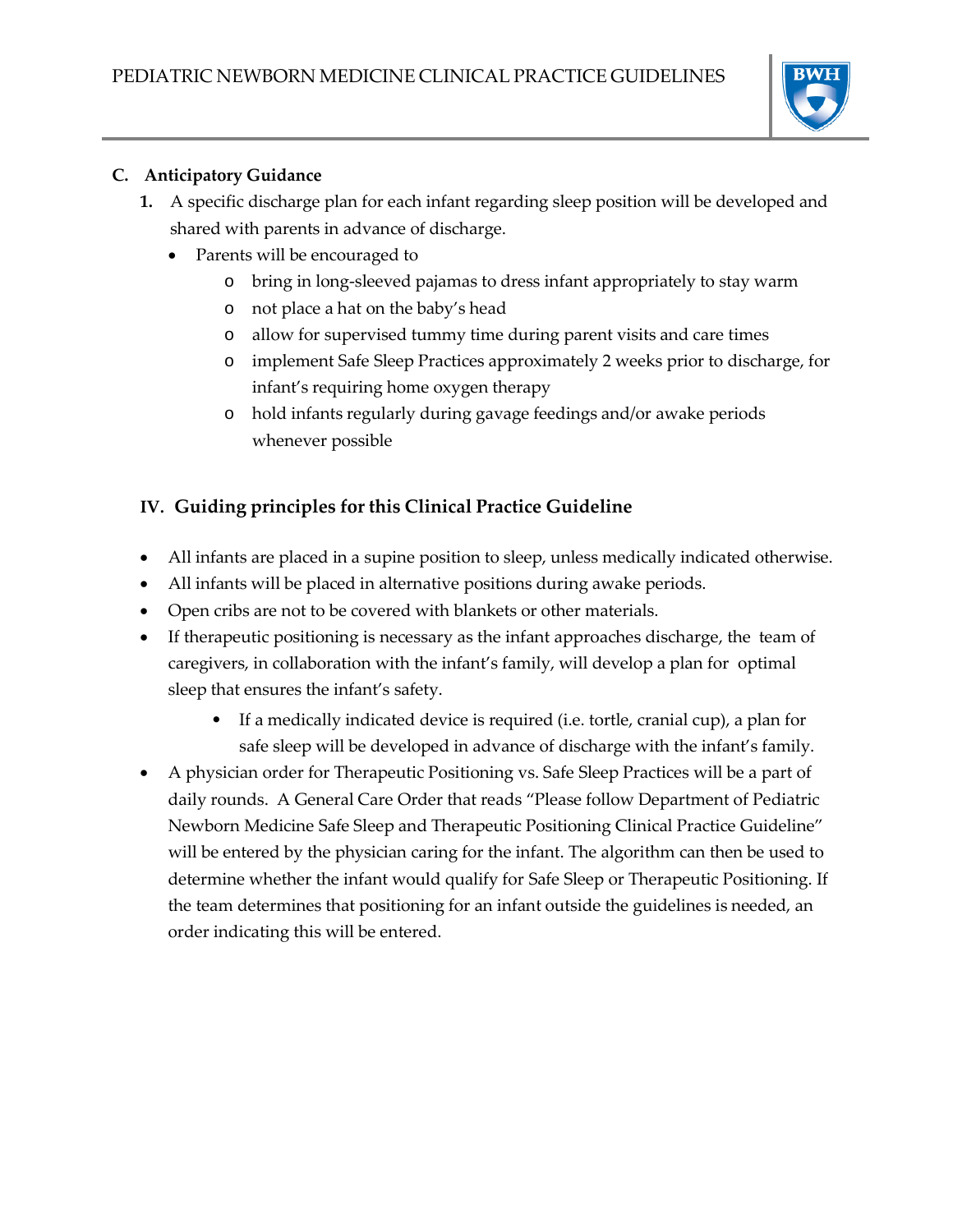### C. Anticipatory Guidance

1. A specific discharge plan for each infant regarding sleep position will be developed and shared with parents in advance of discharge.
   - Parents will be encouraged to
     - bring in long-sleeved pajamas to dress infant appropriately to stay warm
     - not place a hat on the baby's head
     - allow for supervised tummy time during parent visits and care times
     - implement Safe Sleep Practices approximately 2 weeks prior to discharge, for infant's requiring home oxygen therapy
     - hold infants regularly during gavage feedings and/or awake periods whenever possible

## IV. Guiding principles for this Clinical Practice Guideline

- All infants are placed in a supine position to sleep, unless medically indicated otherwise.
- All infants will be placed in alternative positions during awake periods.
- Open cribs are not to be covered with blankets or other materials.
- If therapeutic positioning is necessary as the infant approaches discharge, the team of caregivers, in collaboration with the infant's family, will develop a plan for optimal sleep that ensures the infant's safety.
  - If a medically indicated device is required (i.e. tortle, cranial cup), a plan for safe sleep will be developed in advance of discharge with the infant's family.
- A physician order for Therapeutic Positioning vs. Safe Sleep Practices will be a part of daily rounds. A General Care Order that reads "Please follow Department of Pediatric Newborn Medicine Safe Sleep and Therapeutic Positioning Clinical Practice Guideline" will be entered by the physician caring for the infant. The algorithm can then be used to determine whether the infant would qualify for Safe Sleep or Therapeutic Positioning. If the team determines that positioning for an infant outside the guidelines is needed, an order indicating this will be entered.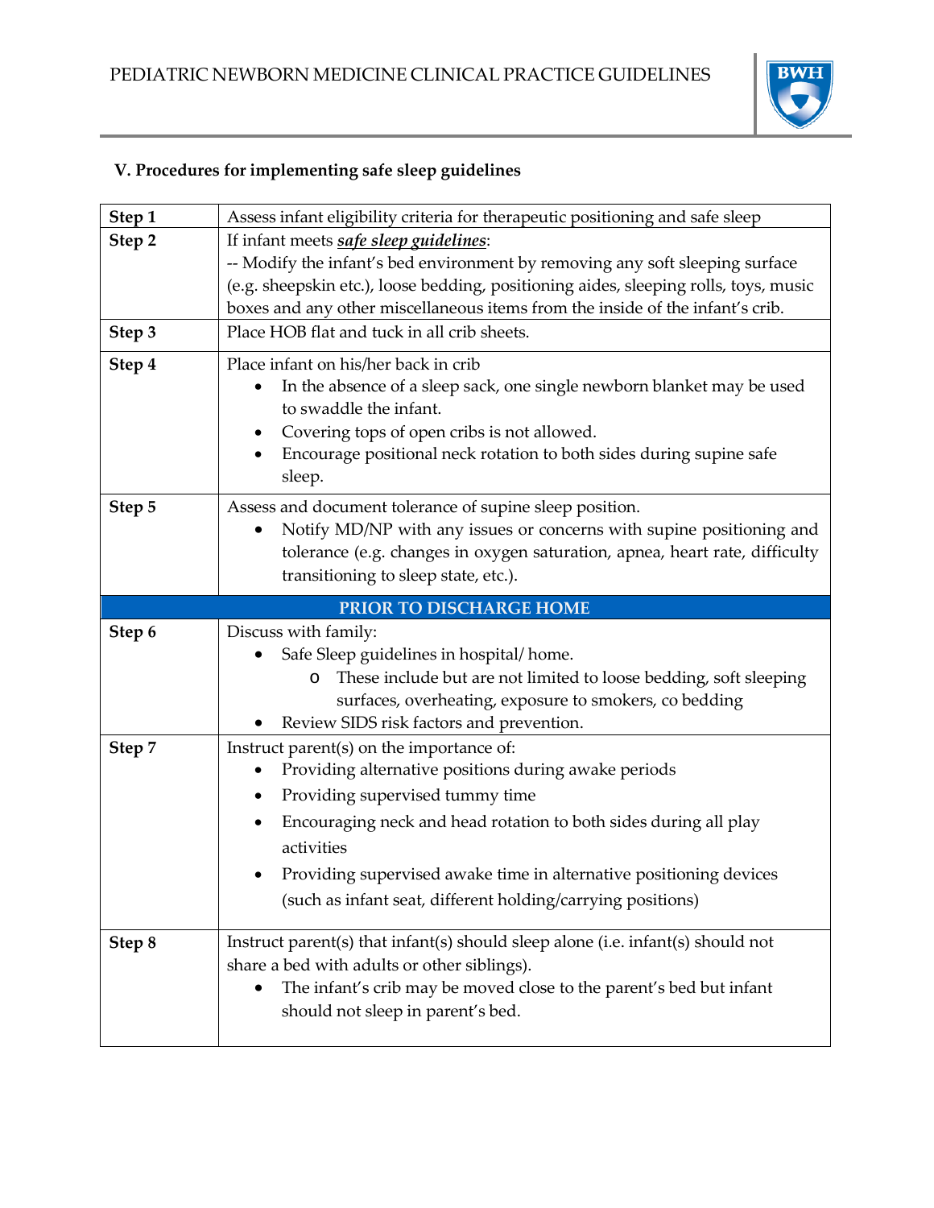## V. Procedures for implementing safe sleep guidelines

| | |
|---|---|
| **Step 1** | Assess infant eligibility criteria for therapeutic positioning and safe sleep |
| **Step 2** | If infant meets ***safe sleep guidelines***:<br>-- Modify the infant's bed environment by removing any soft sleeping surface (e.g. sheepskin etc.), loose bedding, positioning aides, sleeping rolls, toys, music boxes and any other miscellaneous items from the inside of the infant's crib. |
| **Step 3** | Place HOB flat and tuck in all crib sheets. |
| **Step 4** | Place infant on his/her back in crib<br>• In the absence of a sleep sack, one single newborn blanket may be used to swaddle the infant.<br>• Covering tops of open cribs is not allowed.<br>• Encourage positional neck rotation to both sides during supine safe sleep. |
| **Step 5** | Assess and document tolerance of supine sleep position.<br>• Notify MD/NP with any issues or concerns with supine positioning and tolerance (e.g. changes in oxygen saturation, apnea, heart rate, difficulty transitioning to sleep state, etc.). |
| **PRIOR TO DISCHARGE HOME** | |
| **Step 6** | Discuss with family:<br>• Safe Sleep guidelines in hospital/ home.<br>  o These include but are not limited to loose bedding, soft sleeping surfaces, overheating, exposure to smokers, co bedding<br>• Review SIDS risk factors and prevention. |
| **Step 7** | Instruct parent(s) on the importance of:<br>• Providing alternative positions during awake periods<br>• Providing supervised tummy time<br>• Encouraging neck and head rotation to both sides during all play activities<br>• Providing supervised awake time in alternative positioning devices (such as infant seat, different holding/carrying positions) |
| **Step 8** | Instruct parent(s) that infant(s) should sleep alone (i.e. infant(s) should not share a bed with adults or other siblings).<br>• The infant's crib may be moved close to the parent's bed but infant should not sleep in parent's bed. |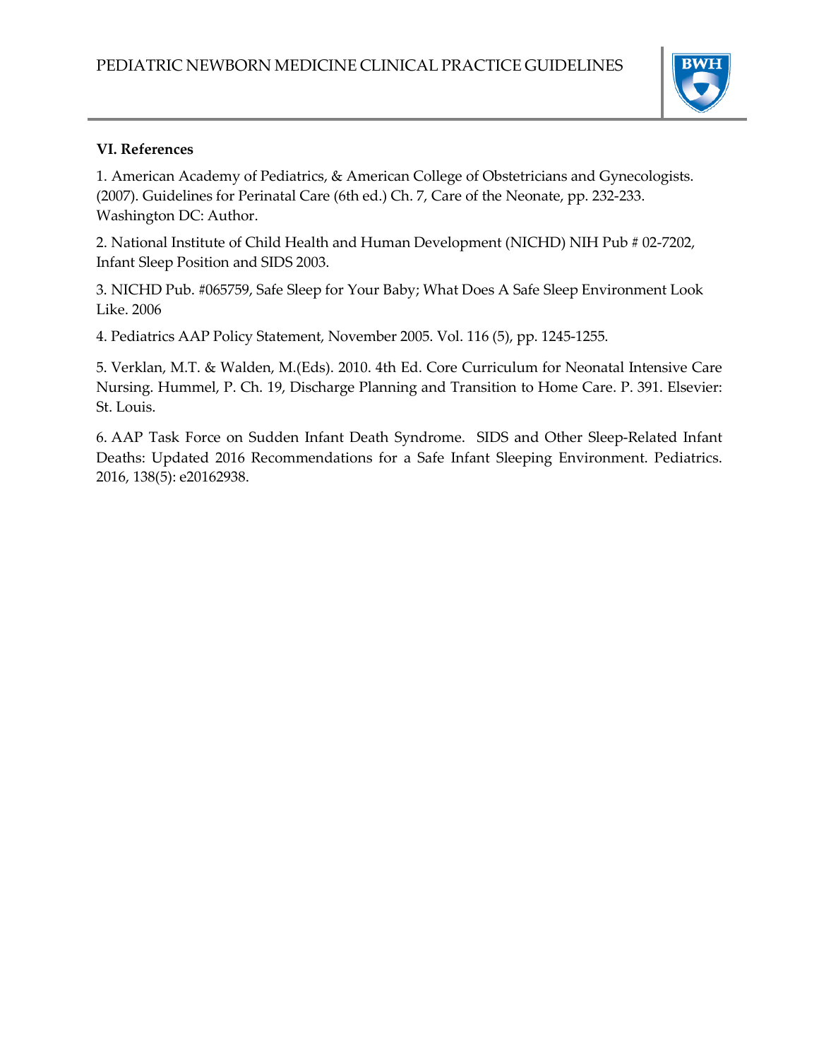## VI. References

1. American Academy of Pediatrics, & American College of Obstetricians and Gynecologists. (2007). Guidelines for Perinatal Care (6th ed.) Ch. 7, Care of the Neonate, pp. 232-233. Washington DC: Author.

2. National Institute of Child Health and Human Development (NICHD) NIH Pub # 02-7202, Infant Sleep Position and SIDS 2003.

3. NICHD Pub. #065759, Safe Sleep for Your Baby; What Does A Safe Sleep Environment Look Like. 2006

4. Pediatrics AAP Policy Statement, November 2005. Vol. 116 (5), pp. 1245-1255.

5. Verklan, M.T. & Walden, M.(Eds). 2010. 4th Ed. Core Curriculum for Neonatal Intensive Care Nursing. Hummel, P. Ch. 19, Discharge Planning and Transition to Home Care. P. 391. Elsevier: St. Louis.

6. AAP Task Force on Sudden Infant Death Syndrome. SIDS and Other Sleep-Related Infant Deaths: Updated 2016 Recommendations for a Safe Infant Sleeping Environment. Pediatrics. 2016, 138(5): e20162938.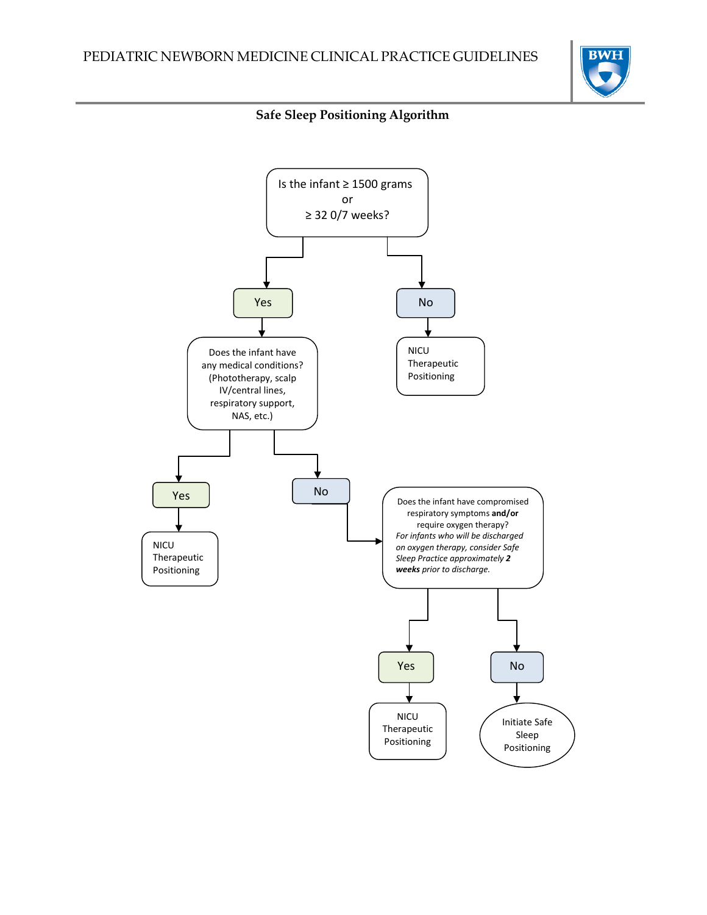## Safe Sleep Positioning Algorithm

Is the infant ≥ 1500 grams
or
≥ 32 0/7 weeks?

Yes

No

NICU Therapeutic Positioning

Does the infant have any medical conditions? (Phototherapy, scalp IV/central lines, respiratory support, NAS, etc.)

Yes

NICU Therapeutic Positioning

No

Does the infant have compromised respiratory symptoms **and/or** require oxygen therapy?
*For infants who will be discharged on oxygen therapy, consider Safe Sleep Practice approximately **2 weeks** prior to discharge.*

Yes

NICU Therapeutic Positioning

No

Initiate Safe Sleep Positioning